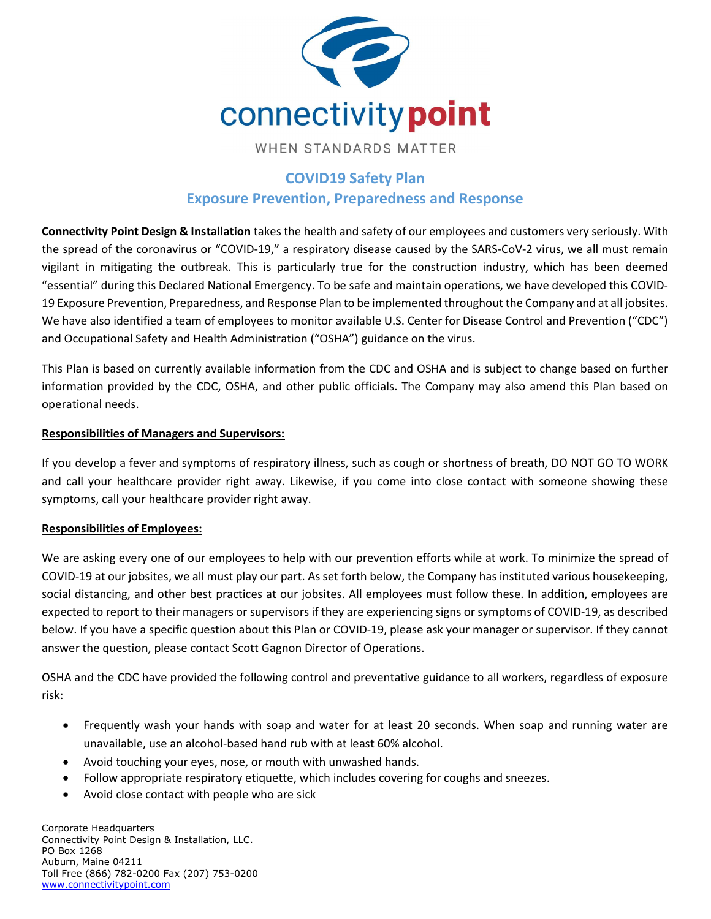connectivity**point**

WHEN STANDARDS MATTER

## COVID19 Safety Plan
## Exposure Prevention, Preparedness and Response

**Connectivity Point Design & Installation** takes the health and safety of our employees and customers very seriously. With the spread of the coronavirus or "COVID-19," a respiratory disease caused by the SARS-CoV-2 virus, we all must remain vigilant in mitigating the outbreak. This is particularly true for the construction industry, which has been deemed "essential" during this Declared National Emergency. To be safe and maintain operations, we have developed this COVID-19 Exposure Prevention, Preparedness, and Response Plan to be implemented throughout the Company and at all jobsites. We have also identified a team of employees to monitor available U.S. Center for Disease Control and Prevention ("CDC") and Occupational Safety and Health Administration ("OSHA") guidance on the virus.

This Plan is based on currently available information from the CDC and OSHA and is subject to change based on further information provided by the CDC, OSHA, and other public officials. The Company may also amend this Plan based on operational needs.

**Responsibilities of Managers and Supervisors:**

If you develop a fever and symptoms of respiratory illness, such as cough or shortness of breath, DO NOT GO TO WORK and call your healthcare provider right away. Likewise, if you come into close contact with someone showing these symptoms, call your healthcare provider right away.

**Responsibilities of Employees:**

We are asking every one of our employees to help with our prevention efforts while at work. To minimize the spread of COVID-19 at our jobsites, we all must play our part. As set forth below, the Company has instituted various housekeeping, social distancing, and other best practices at our jobsites. All employees must follow these. In addition, employees are expected to report to their managers or supervisors if they are experiencing signs or symptoms of COVID-19, as described below. If you have a specific question about this Plan or COVID-19, please ask your manager or supervisor. If they cannot answer the question, please contact Scott Gagnon Director of Operations.

OSHA and the CDC have provided the following control and preventative guidance to all workers, regardless of exposure risk:

- Frequently wash your hands with soap and water for at least 20 seconds. When soap and running water are unavailable, use an alcohol-based hand rub with at least 60% alcohol.
- Avoid touching your eyes, nose, or mouth with unwashed hands.
- Follow appropriate respiratory etiquette, which includes covering for coughs and sneezes.
- Avoid close contact with people who are sick

Corporate Headquarters
Connectivity Point Design & Installation, LLC.
PO Box 1268
Auburn, Maine 04211
Toll Free (866) 782-0200 Fax (207) 753-0200
www.connectivitypoint.com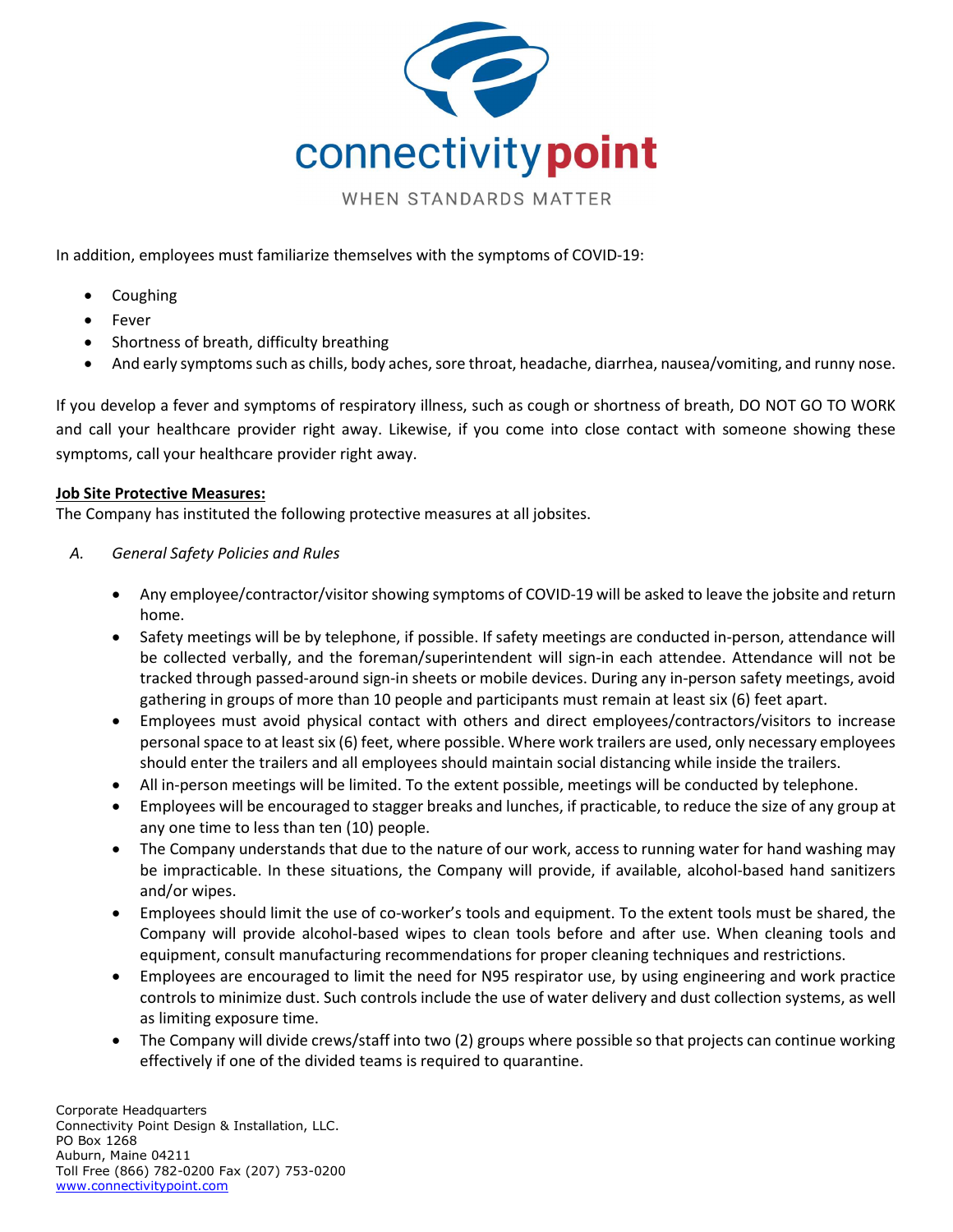In addition, employees must familiarize themselves with the symptoms of COVID-19:

- Coughing
- Fever
- Shortness of breath, difficulty breathing
- And early symptoms such as chills, body aches, sore throat, headache, diarrhea, nausea/vomiting, and runny nose.

If you develop a fever and symptoms of respiratory illness, such as cough or shortness of breath, DO NOT GO TO WORK and call your healthcare provider right away. Likewise, if you come into close contact with someone showing these symptoms, call your healthcare provider right away.

**Job Site Protective Measures:**

The Company has instituted the following protective measures at all jobsites.

A. *General Safety Policies and Rules*

- Any employee/contractor/visitor showing symptoms of COVID-19 will be asked to leave the jobsite and return home.
- Safety meetings will be by telephone, if possible. If safety meetings are conducted in-person, attendance will be collected verbally, and the foreman/superintendent will sign-in each attendee. Attendance will not be tracked through passed-around sign-in sheets or mobile devices. During any in-person safety meetings, avoid gathering in groups of more than 10 people and participants must remain at least six (6) feet apart.
- Employees must avoid physical contact with others and direct employees/contractors/visitors to increase personal space to at least six (6) feet, where possible. Where work trailers are used, only necessary employees should enter the trailers and all employees should maintain social distancing while inside the trailers.
- All in-person meetings will be limited. To the extent possible, meetings will be conducted by telephone.
- Employees will be encouraged to stagger breaks and lunches, if practicable, to reduce the size of any group at any one time to less than ten (10) people.
- The Company understands that due to the nature of our work, access to running water for hand washing may be impracticable. In these situations, the Company will provide, if available, alcohol-based hand sanitizers and/or wipes.
- Employees should limit the use of co-worker's tools and equipment. To the extent tools must be shared, the Company will provide alcohol-based wipes to clean tools before and after use. When cleaning tools and equipment, consult manufacturing recommendations for proper cleaning techniques and restrictions.
- Employees are encouraged to limit the need for N95 respirator use, by using engineering and work practice controls to minimize dust. Such controls include the use of water delivery and dust collection systems, as well as limiting exposure time.
- The Company will divide crews/staff into two (2) groups where possible so that projects can continue working effectively if one of the divided teams is required to quarantine.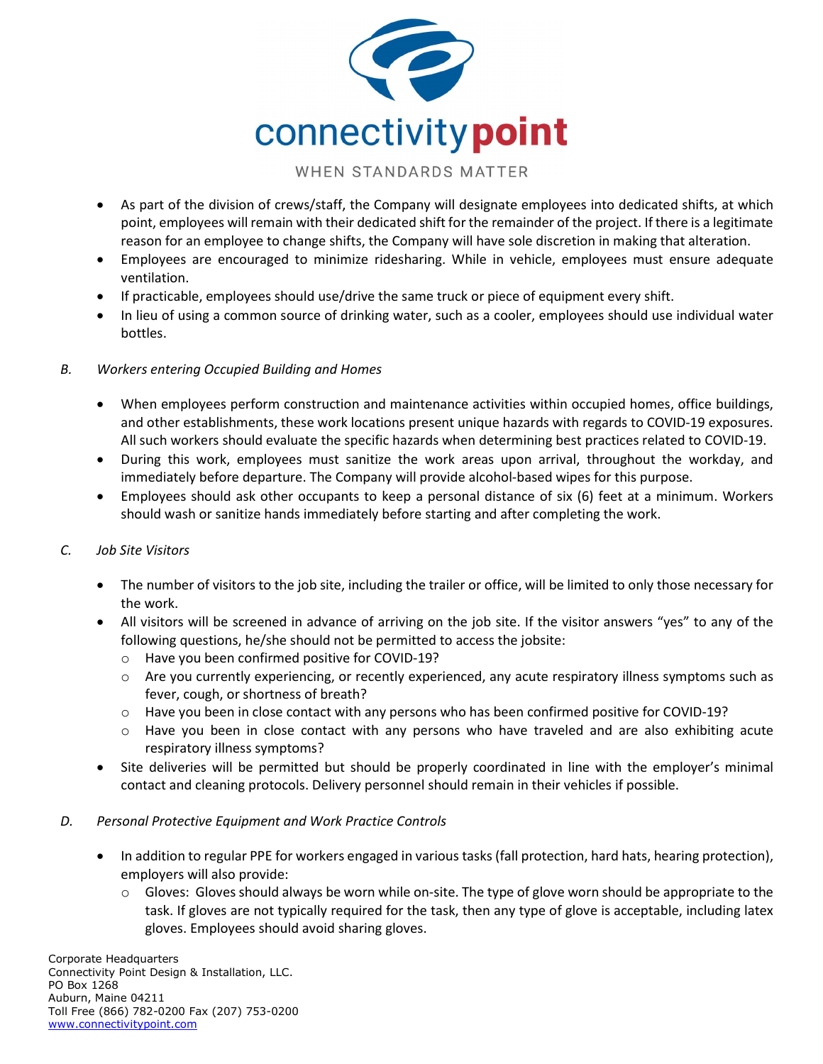- As part of the division of crews/staff, the Company will designate employees into dedicated shifts, at which point, employees will remain with their dedicated shift for the remainder of the project. If there is a legitimate reason for an employee to change shifts, the Company will have sole discretion in making that alteration.
- Employees are encouraged to minimize ridesharing. While in vehicle, employees must ensure adequate ventilation.
- If practicable, employees should use/drive the same truck or piece of equipment every shift.
- In lieu of using a common source of drinking water, such as a cooler, employees should use individual water bottles.

*B. Workers entering Occupied Building and Homes*

- When employees perform construction and maintenance activities within occupied homes, office buildings, and other establishments, these work locations present unique hazards with regards to COVID-19 exposures. All such workers should evaluate the specific hazards when determining best practices related to COVID-19.
- During this work, employees must sanitize the work areas upon arrival, throughout the workday, and immediately before departure. The Company will provide alcohol-based wipes for this purpose.
- Employees should ask other occupants to keep a personal distance of six (6) feet at a minimum. Workers should wash or sanitize hands immediately before starting and after completing the work.

*C. Job Site Visitors*

- The number of visitors to the job site, including the trailer or office, will be limited to only those necessary for the work.
- All visitors will be screened in advance of arriving on the job site. If the visitor answers "yes" to any of the following questions, he/she should not be permitted to access the jobsite:
  - Have you been confirmed positive for COVID-19?
  - Are you currently experiencing, or recently experienced, any acute respiratory illness symptoms such as fever, cough, or shortness of breath?
  - Have you been in close contact with any persons who has been confirmed positive for COVID-19?
  - Have you been in close contact with any persons who have traveled and are also exhibiting acute respiratory illness symptoms?
- Site deliveries will be permitted but should be properly coordinated in line with the employer's minimal contact and cleaning protocols. Delivery personnel should remain in their vehicles if possible.

*D. Personal Protective Equipment and Work Practice Controls*

- In addition to regular PPE for workers engaged in various tasks (fall protection, hard hats, hearing protection), employers will also provide:
  - Gloves: Gloves should always be worn while on-site. The type of glove worn should be appropriate to the task. If gloves are not typically required for the task, then any type of glove is acceptable, including latex gloves. Employees should avoid sharing gloves.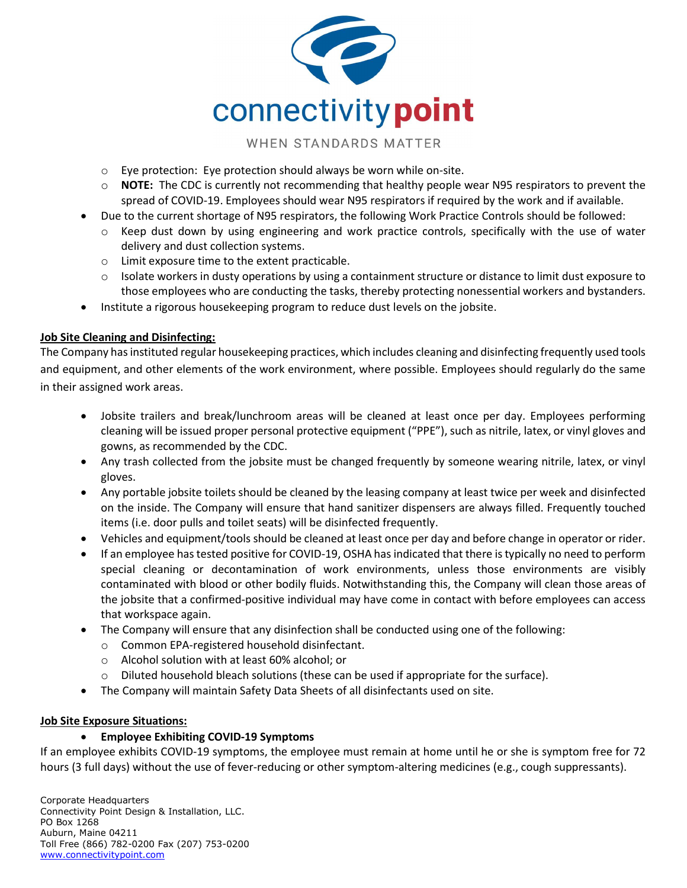- Eye protection: Eye protection should always be worn while on-site.
- **NOTE:** The CDC is currently not recommending that healthy people wear N95 respirators to prevent the spread of COVID-19. Employees should wear N95 respirators if required by the work and if available.

- Due to the current shortage of N95 respirators, the following Work Practice Controls should be followed:
  - Keep dust down by using engineering and work practice controls, specifically with the use of water delivery and dust collection systems.
  - Limit exposure time to the extent practicable.
  - Isolate workers in dusty operations by using a containment structure or distance to limit dust exposure to those employees who are conducting the tasks, thereby protecting nonessential workers and bystanders.
- Institute a rigorous housekeeping program to reduce dust levels on the jobsite.

**Job Site Cleaning and Disinfecting:**

The Company has instituted regular housekeeping practices, which includes cleaning and disinfecting frequently used tools and equipment, and other elements of the work environment, where possible. Employees should regularly do the same in their assigned work areas.

- Jobsite trailers and break/lunchroom areas will be cleaned at least once per day. Employees performing cleaning will be issued proper personal protective equipment ("PPE"), such as nitrile, latex, or vinyl gloves and gowns, as recommended by the CDC.
- Any trash collected from the jobsite must be changed frequently by someone wearing nitrile, latex, or vinyl gloves.
- Any portable jobsite toilets should be cleaned by the leasing company at least twice per week and disinfected on the inside. The Company will ensure that hand sanitizer dispensers are always filled. Frequently touched items (i.e. door pulls and toilet seats) will be disinfected frequently.
- Vehicles and equipment/tools should be cleaned at least once per day and before change in operator or rider.
- If an employee has tested positive for COVID-19, OSHA has indicated that there is typically no need to perform special cleaning or decontamination of work environments, unless those environments are visibly contaminated with blood or other bodily fluids. Notwithstanding this, the Company will clean those areas of the jobsite that a confirmed-positive individual may have come in contact with before employees can access that workspace again.
- The Company will ensure that any disinfection shall be conducted using one of the following:
  - Common EPA-registered household disinfectant.
  - Alcohol solution with at least 60% alcohol; or
  - Diluted household bleach solutions (these can be used if appropriate for the surface).
- The Company will maintain Safety Data Sheets of all disinfectants used on site.

**Job Site Exposure Situations:**

- **Employee Exhibiting COVID-19 Symptoms**

If an employee exhibits COVID-19 symptoms, the employee must remain at home until he or she is symptom free for 72 hours (3 full days) without the use of fever-reducing or other symptom-altering medicines (e.g., cough suppressants).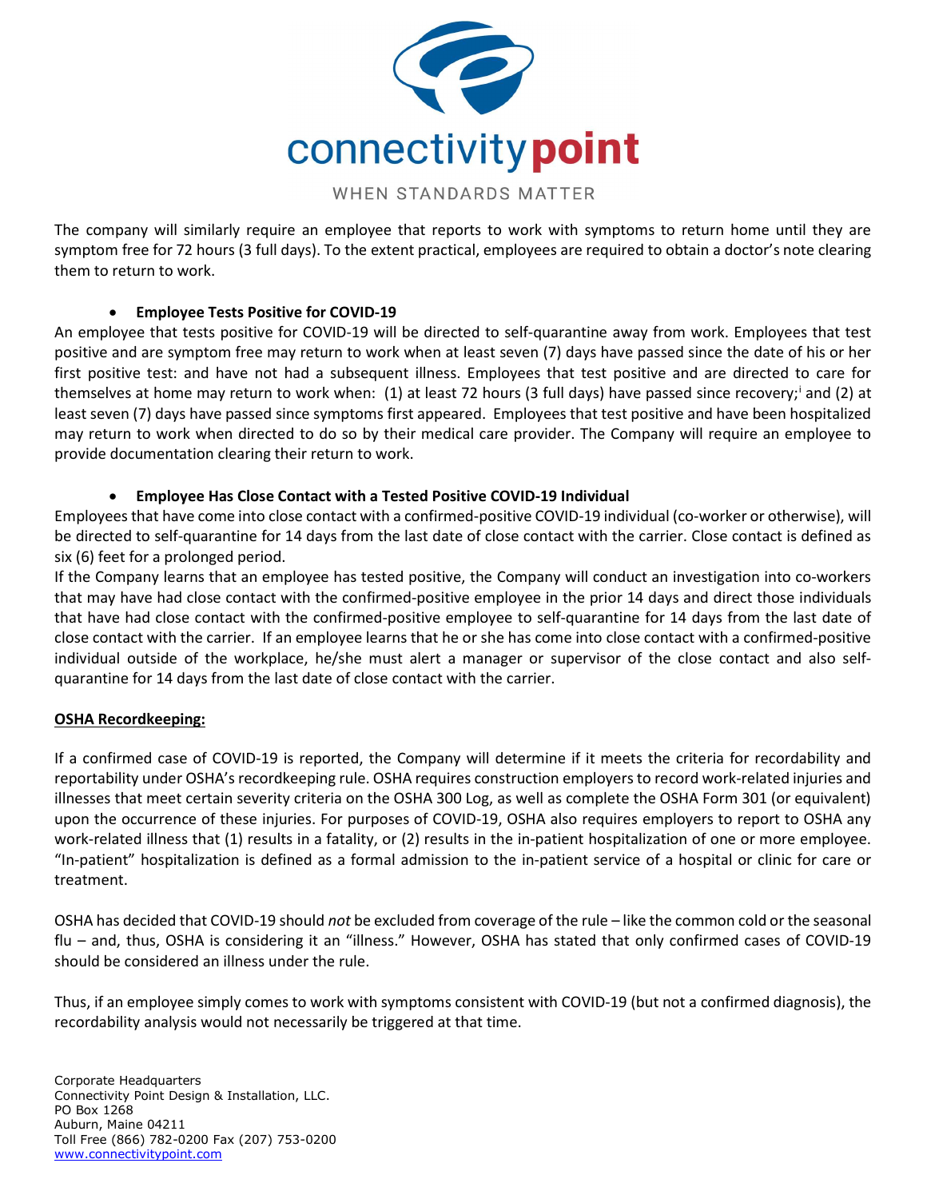The company will similarly require an employee that reports to work with symptoms to return home until they are symptom free for 72 hours (3 full days). To the extent practical, employees are required to obtain a doctor's note clearing them to return to work.

- **Employee Tests Positive for COVID-19**

An employee that tests positive for COVID-19 will be directed to self-quarantine away from work. Employees that test positive and are symptom free may return to work when at least seven (7) days have passed since the date of his or her first positive test: and have not had a subsequent illness. Employees that test positive and are directed to care for themselves at home may return to work when: (1) at least 72 hours (3 full days) have passed since recovery;[i] and (2) at least seven (7) days have passed since symptoms first appeared. Employees that test positive and have been hospitalized may return to work when directed to do so by their medical care provider. The Company will require an employee to provide documentation clearing their return to work.

- **Employee Has Close Contact with a Tested Positive COVID-19 Individual**

Employees that have come into close contact with a confirmed-positive COVID-19 individual (co-worker or otherwise), will be directed to self-quarantine for 14 days from the last date of close contact with the carrier. Close contact is defined as six (6) feet for a prolonged period.

If the Company learns that an employee has tested positive, the Company will conduct an investigation into co-workers that may have had close contact with the confirmed-positive employee in the prior 14 days and direct those individuals that have had close contact with the confirmed-positive employee to self-quarantine for 14 days from the last date of close contact with the carrier. If an employee learns that he or she has come into close contact with a confirmed-positive individual outside of the workplace, he/she must alert a manager or supervisor of the close contact and also self-quarantine for 14 days from the last date of close contact with the carrier.

**OSHA Recordkeeping:**

If a confirmed case of COVID-19 is reported, the Company will determine if it meets the criteria for recordability and reportability under OSHA's recordkeeping rule. OSHA requires construction employers to record work-related injuries and illnesses that meet certain severity criteria on the OSHA 300 Log, as well as complete the OSHA Form 301 (or equivalent) upon the occurrence of these injuries. For purposes of COVID-19, OSHA also requires employers to report to OSHA any work-related illness that (1) results in a fatality, or (2) results in the in-patient hospitalization of one or more employee. "In-patient" hospitalization is defined as a formal admission to the in-patient service of a hospital or clinic for care or treatment.

OSHA has decided that COVID-19 should *not* be excluded from coverage of the rule – like the common cold or the seasonal flu – and, thus, OSHA is considering it an "illness." However, OSHA has stated that only confirmed cases of COVID-19 should be considered an illness under the rule.

Thus, if an employee simply comes to work with symptoms consistent with COVID-19 (but not a confirmed diagnosis), the recordability analysis would not necessarily be triggered at that time.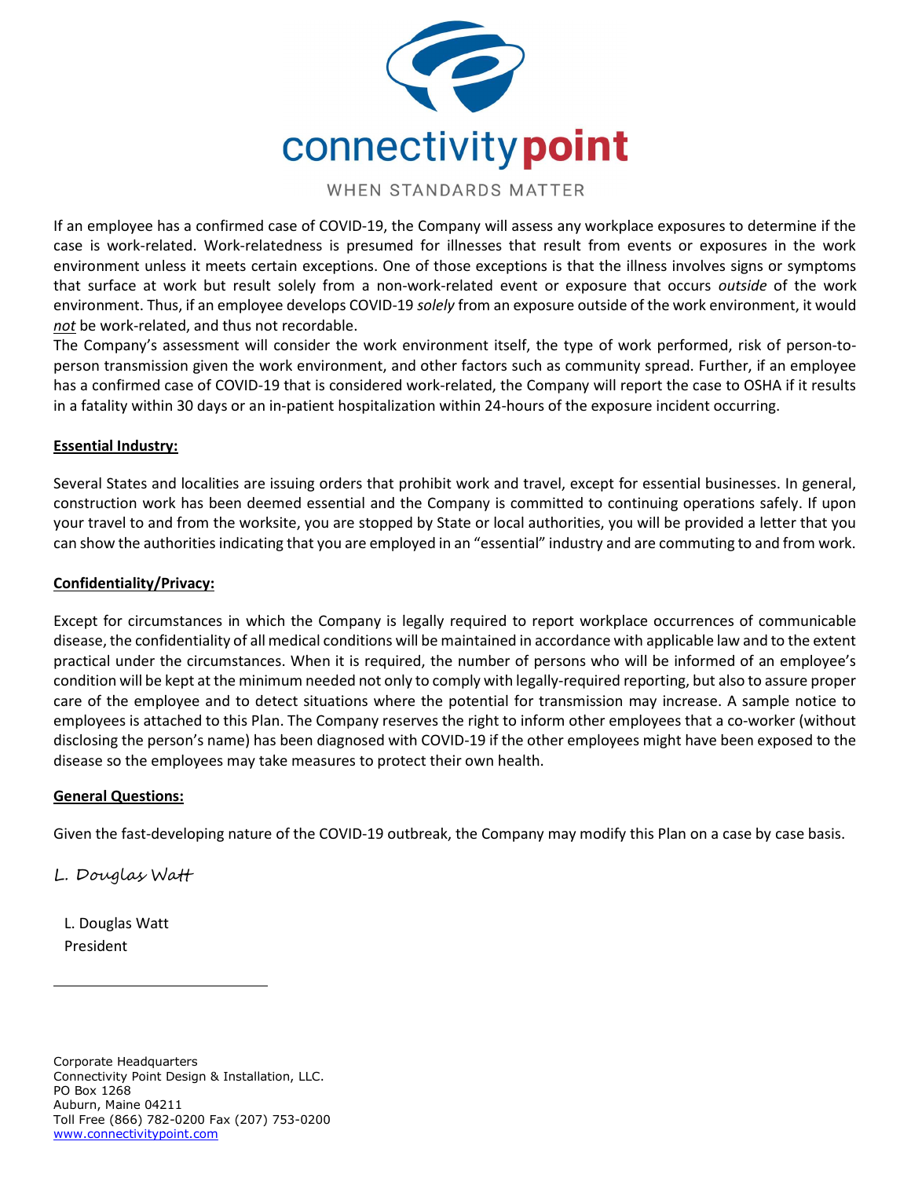If an employee has a confirmed case of COVID-19, the Company will assess any workplace exposures to determine if the case is work-related. Work-relatedness is presumed for illnesses that result from events or exposures in the work environment unless it meets certain exceptions. One of those exceptions is that the illness involves signs or symptoms that surface at work but result solely from a non-work-related event or exposure that occurs *outside* of the work environment. Thus, if an employee develops COVID-19 *solely* from an exposure outside of the work environment, it would ***not*** be work-related, and thus not recordable.

The Company's assessment will consider the work environment itself, the type of work performed, risk of person-to-person transmission given the work environment, and other factors such as community spread. Further, if an employee has a confirmed case of COVID-19 that is considered work-related, the Company will report the case to OSHA if it results in a fatality within 30 days or an in-patient hospitalization within 24-hours of the exposure incident occurring.

**Essential Industry:**

Several States and localities are issuing orders that prohibit work and travel, except for essential businesses. In general, construction work has been deemed essential and the Company is committed to continuing operations safely. If upon your travel to and from the worksite, you are stopped by State or local authorities, you will be provided a letter that you can show the authorities indicating that you are employed in an "essential" industry and are commuting to and from work.

**Confidentiality/Privacy:**

Except for circumstances in which the Company is legally required to report workplace occurrences of communicable disease, the confidentiality of all medical conditions will be maintained in accordance with applicable law and to the extent practical under the circumstances. When it is required, the number of persons who will be informed of an employee's condition will be kept at the minimum needed not only to comply with legally-required reporting, but also to assure proper care of the employee and to detect situations where the potential for transmission may increase. A sample notice to employees is attached to this Plan. The Company reserves the right to inform other employees that a co-worker (without disclosing the person's name) has been diagnosed with COVID-19 if the other employees might have been exposed to the disease so the employees may take measures to protect their own health.

**General Questions:**

Given the fast-developing nature of the COVID-19 outbreak, the Company may modify this Plan on a case by case basis.

*L. Douglas Watt*

L. Douglas Watt
President

Corporate Headquarters
Connectivity Point Design & Installation, LLC.
PO Box 1268
Auburn, Maine 04211
Toll Free (866) 782-0200 Fax (207) 753-0200
www.connectivitypoint.com